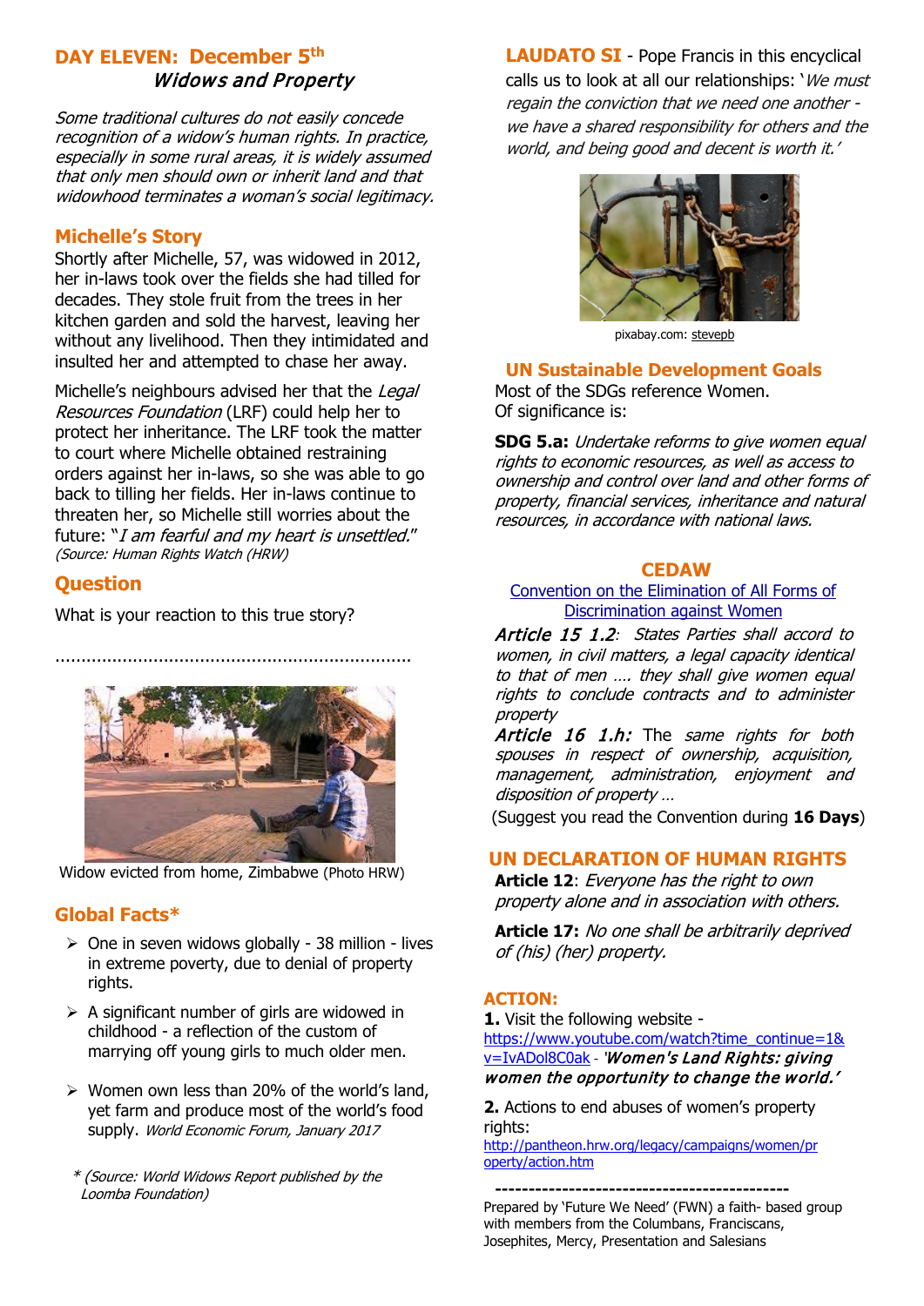## DAY ELEVEN: December 5th

### *Widows and Property*

*Some traditional cultures do not easily concede recognition of a widow's human rights. In practice, especially in some rural areas, it is widely assumed that only men should own or inherit land and that widowhood terminates a woman's social legitimacy.*

### Michelle's Story

Shortly after Michelle, 57, was widowed in 2012, her in-laws took over the fields she had tilled for decades. They stole fruit from the trees in her kitchen garden and sold the harvest, leaving her without any livelihood. Then they intimidated and insulted her and attempted to chase her away.

Michelle's neighbours advised her that the *Legal Resources Foundation* (LRF) could help her to protect her inheritance. The LRF took the matter to court where Michelle obtained restraining orders against her in-laws, so she was able to go back to tilling her fields. Her in-laws continue to threaten her, so Michelle still worries about the future: "*I am fearful and my heart is unsettled.*"
*(Source: Human Rights Watch (HRW)*

### Question

What is your reaction to this true story?

....................................................................

Widow evicted from home, Zimbabwe (Photo HRW)

### Global Facts*

- One in seven widows globally - 38 million - lives in extreme poverty, due to denial of property rights.
- A significant number of girls are widowed in childhood - a reflection of the custom of marrying off young girls to much older men.
- Women own less than 20% of the world's land, yet farm and produce most of the world's food supply. *World Economic Forum, January 2017*

*\* (Source: World Widows Report published by the Loomba Foundation)*

### LAUDATO SI

**LAUDATO SI** - Pope Francis in this encyclical calls us to look at all our relationships: '*We must regain the conviction that we need one another - we have a shared responsibility for others and the world, and being good and decent is worth it.*'

pixabay.com: stevepb

### UN Sustainable Development Goals

Most of the SDGs reference Women.
Of significance is:

**SDG 5.a:** *Undertake reforms to give women equal rights to economic resources, as well as access to ownership and control over land and other forms of property, financial services, inheritance and natural resources, in accordance with national laws.*

### CEDAW

Convention on the Elimination of All Forms of Discrimination against Women

***Article 15 1.2***: *States Parties shall accord to women, in civil matters, a legal capacity identical to that of men …. they shall give women equal rights to conclude contracts and to administer property*

***Article 16 1.h:*** The *same rights for both spouses in respect of ownership, acquisition, management, administration, enjoyment and disposition of property …*

(Suggest you read the Convention during **16 Days**)

### UN DECLARATION OF HUMAN RIGHTS

**Article 12**: *Everyone has the right to own property alone and in association with others.*

**Article 17:** *No one shall be arbitrarily deprived of (his) (her) property.*

### ACTION:

**1.** Visit the following website - https://www.youtube.com/watch?time_continue=1&v=IvADol8C0ak - ***'Women's Land Rights: giving women the opportunity to change the world.'***

**2.** Actions to end abuses of women's property rights:
http://pantheon.hrw.org/legacy/campaigns/women/property/action.htm

---

Prepared by 'Future We Need' (FWN) a faith- based group with members from the Columbans, Franciscans, Josephites, Mercy, Presentation and Salesians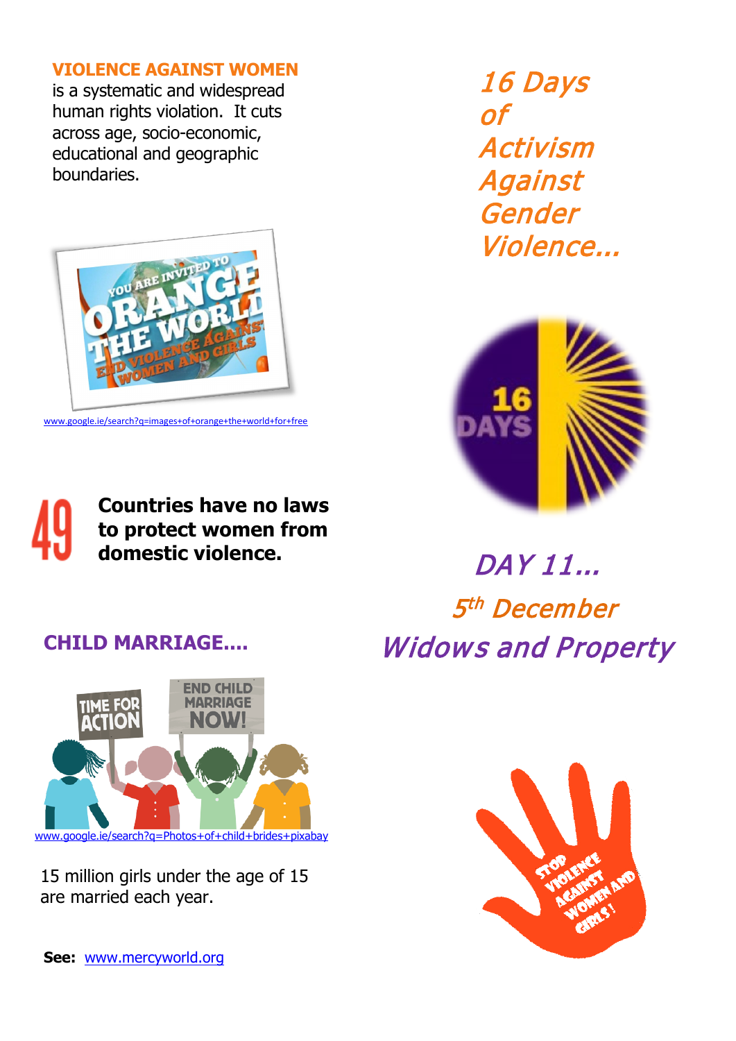# 16 Days of Activism Against Gender Violence...

## DAY 11...

## 5th December

## Widows and Property

**VIOLENCE AGAINST WOMEN** is a systematic and widespread human rights violation. It cuts across age, socio-economic, educational and geographic boundaries.

www.google.ie/search?q=images+of+orange+the+world+for+free

**49 Countries have no laws to protect women from domestic violence.**

## CHILD MARRIAGE....

www.google.ie/search?q=Photos+of+child+brides+pixabay

15 million girls under the age of 15 are married each year.

**See:** www.mercyworld.org